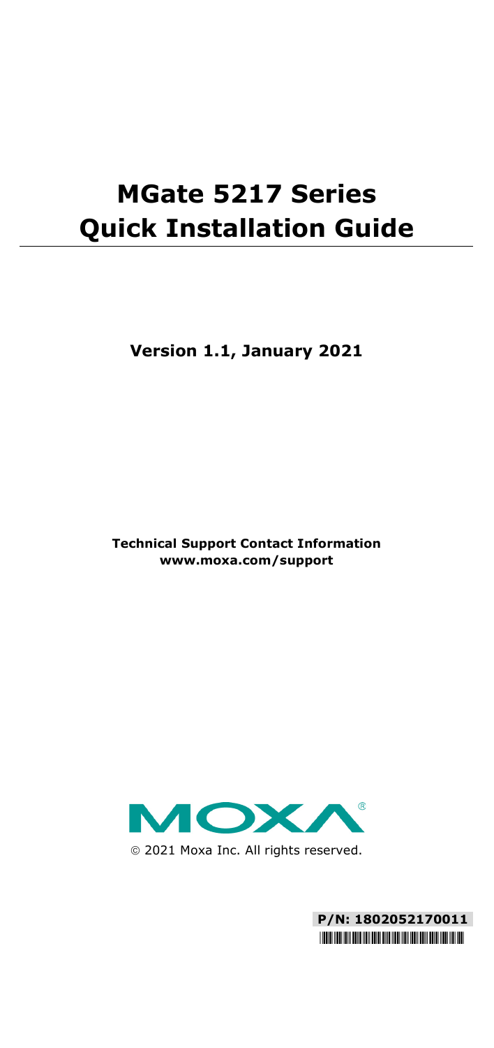# MGate 5217 Series Quick Installation Guide

**Version 1.1, January 2021**

**Technical Support Contact Information**
**www.moxa.com/support**

MOXA®

© 2021 Moxa Inc. All rights reserved.

**P/N: 1802052170011**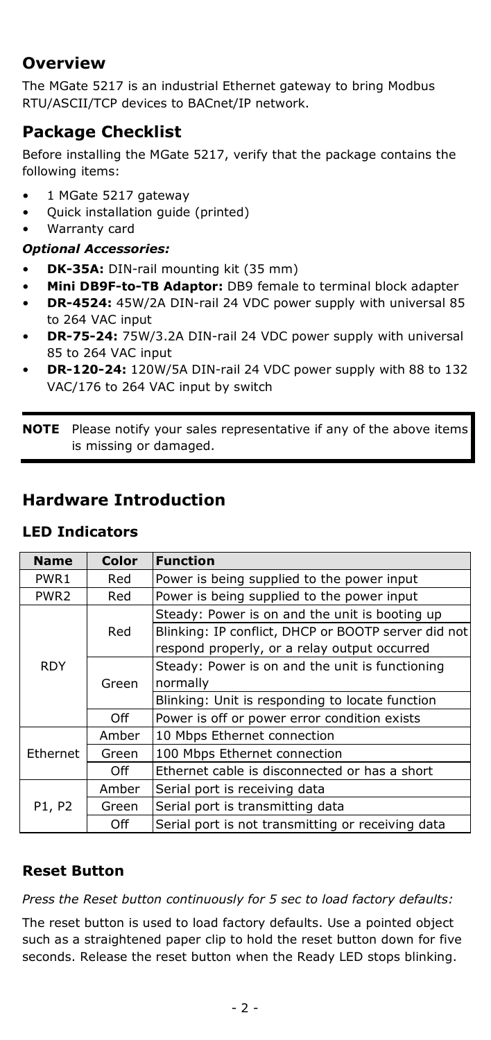## Overview

The MGate 5217 is an industrial Ethernet gateway to bring Modbus RTU/ASCII/TCP devices to BACnet/IP network.

## Package Checklist

Before installing the MGate 5217, verify that the package contains the following items:

- 1 MGate 5217 gateway
- Quick installation guide (printed)
- Warranty card

***Optional Accessories:***

- **DK-35A:** DIN-rail mounting kit (35 mm)
- **Mini DB9F-to-TB Adaptor:** DB9 female to terminal block adapter
- **DR-4524:** 45W/2A DIN-rail 24 VDC power supply with universal 85 to 264 VAC input
- **DR-75-24:** 75W/3.2A DIN-rail 24 VDC power supply with universal 85 to 264 VAC input
- **DR-120-24:** 120W/5A DIN-rail 24 VDC power supply with 88 to 132 VAC/176 to 264 VAC input by switch

**NOTE** Please notify your sales representative if any of the above items is missing or damaged.

## Hardware Introduction

### LED Indicators

| Name | Color | Function |
|---|---|---|
| PWR1 | Red | Power is being supplied to the power input |
| PWR2 | Red | Power is being supplied to the power input |
| RDY | Red | Steady: Power is on and the unit is booting up |
| | | Blinking: IP conflict, DHCP or BOOTP server did not respond properly, or a relay output occurred |
| | Green | Steady: Power is on and the unit is functioning normally |
| | | Blinking: Unit is responding to locate function |
| | Off | Power is off or power error condition exists |
| Ethernet | Amber | 10 Mbps Ethernet connection |
| | Green | 100 Mbps Ethernet connection |
| | Off | Ethernet cable is disconnected or has a short |
| P1, P2 | Amber | Serial port is receiving data |
| | Green | Serial port is transmitting data |
| | Off | Serial port is not transmitting or receiving data |

### Reset Button

*Press the Reset button continuously for 5 sec to load factory defaults:*

The reset button is used to load factory defaults. Use a pointed object such as a straightened paper clip to hold the reset button down for five seconds. Release the reset button when the Ready LED stops blinking.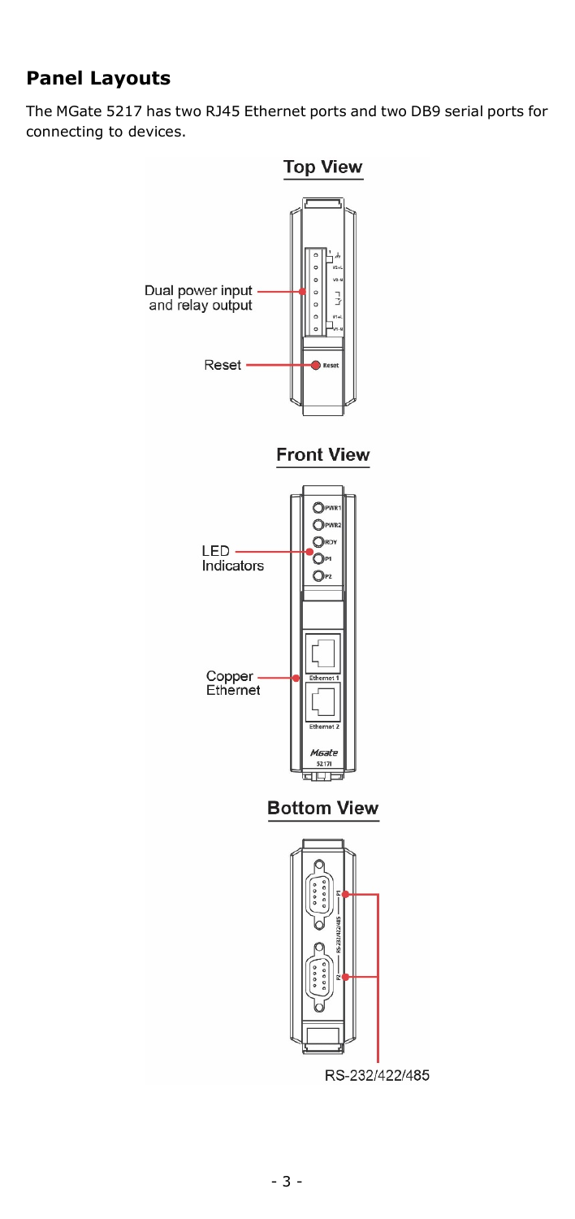## Panel Layouts

The MGate 5217 has two RJ45 Ethernet ports and two DB9 serial ports for connecting to devices.

**Top View**

Dual power input and relay output

Reset

**Front View**

LED Indicators

Copper Ethernet

**Bottom View**

RS-232/422/485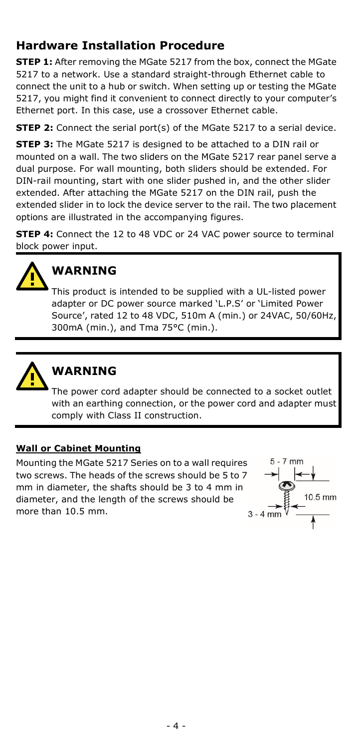## Hardware Installation Procedure

**STEP 1:** After removing the MGate 5217 from the box, connect the MGate 5217 to a network. Use a standard straight-through Ethernet cable to connect the unit to a hub or switch. When setting up or testing the MGate 5217, you might find it convenient to connect directly to your computer's Ethernet port. In this case, use a crossover Ethernet cable.

**STEP 2:** Connect the serial port(s) of the MGate 5217 to a serial device.

**STEP 3:** The MGate 5217 is designed to be attached to a DIN rail or mounted on a wall. The two sliders on the MGate 5217 rear panel serve a dual purpose. For wall mounting, both sliders should be extended. For DIN-rail mounting, start with one slider pushed in, and the other slider extended. After attaching the MGate 5217 on the DIN rail, push the extended slider in to lock the device server to the rail. The two placement options are illustrated in the accompanying figures.

**STEP 4:** Connect the 12 to 48 VDC or 24 VAC power source to terminal block power input.

### WARNING

This product is intended to be supplied with a UL-listed power adapter or DC power source marked 'L.P.S' or 'Limited Power Source', rated 12 to 48 VDC, 510m A (min.) or 24VAC, 50/60Hz, 300mA (min.), and Tma 75°C (min.).

### WARNING

The power cord adapter should be connected to a socket outlet with an earthing connection, or the power cord and adapter must comply with Class II construction.

**Wall or Cabinet Mounting**

Mounting the MGate 5217 Series on to a wall requires two screws. The heads of the screws should be 5 to 7 mm in diameter, the shafts should be 3 to 4 mm in diameter, and the length of the screws should be more than 10.5 mm.

5 - 7 mm

10.5 mm

3 - 4 mm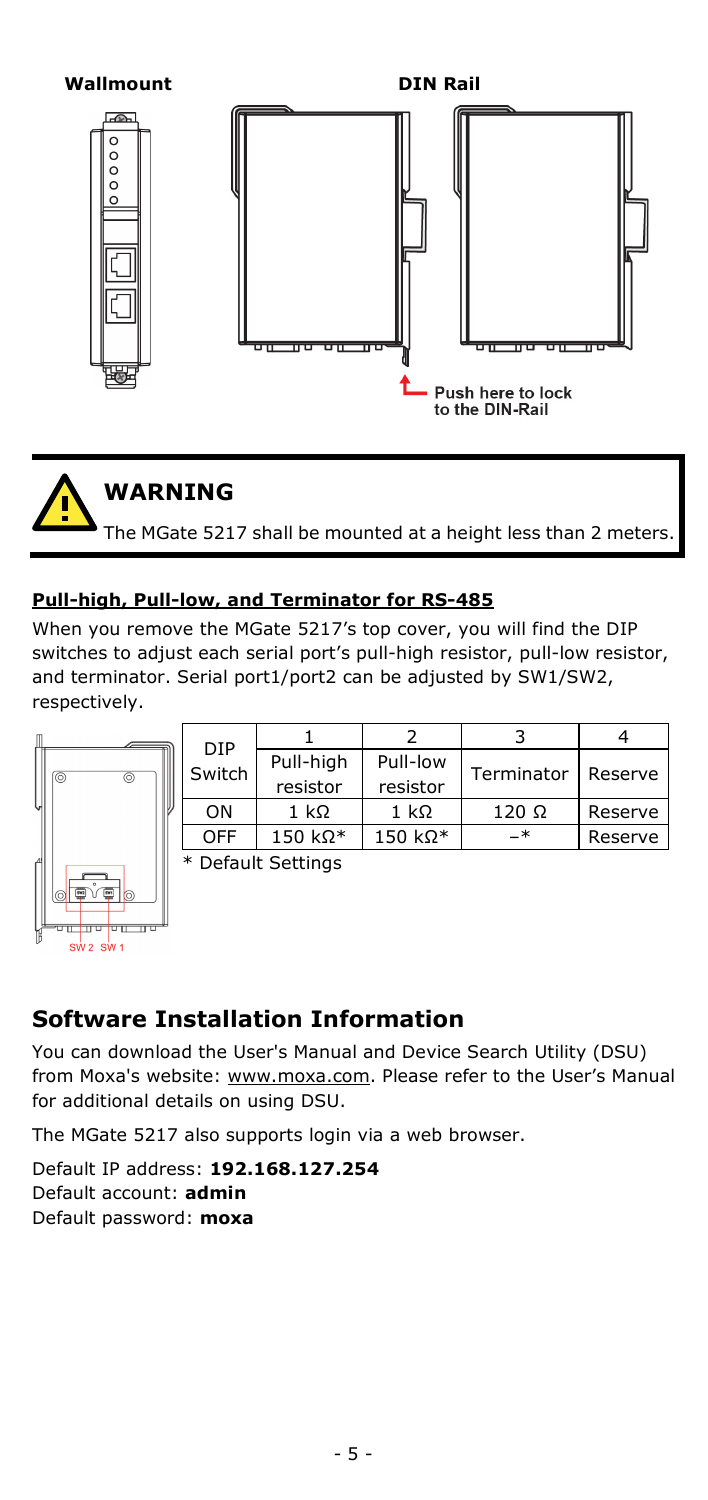**Wallmount** **DIN Rail**

Push here to lock to the DIN-Rail

> **WARNING**
>
> The MGate 5217 shall be mounted at a height less than 2 meters.

**Pull-high, Pull-low, and Terminator for RS-485**

When you remove the MGate 5217's top cover, you will find the DIP switches to adjust each serial port's pull-high resistor, pull-low resistor, and terminator. Serial port1/port2 can be adjusted by SW1/SW2, respectively.

| DIP Switch | 1 | 2 | 3 | 4 |
|---|---|---|---|---|
| | Pull-high resistor | Pull-low resistor | Terminator | Reserve |
| ON | 1 kΩ | 1 kΩ | 120 Ω | Reserve |
| OFF | 150 kΩ* | 150 kΩ* | –* | Reserve |

\* Default Settings

SW 2 SW 1

## Software Installation Information

You can download the User's Manual and Device Search Utility (DSU) from Moxa's website: www.moxa.com. Please refer to the User's Manual for additional details on using DSU.

The MGate 5217 also supports login via a web browser.

Default IP address: **192.168.127.254**
Default account: **admin**
Default password: **moxa**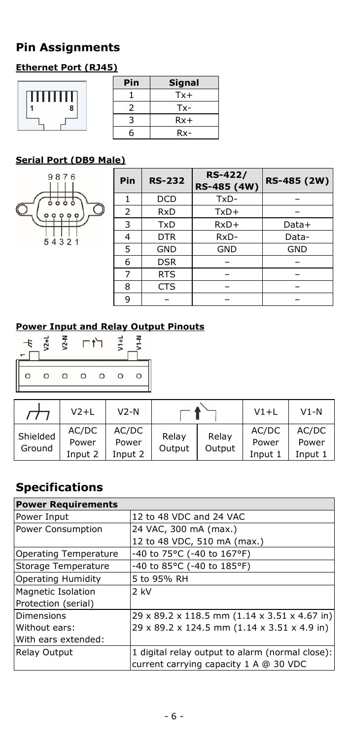# Pin Assignments

## Ethernet Port (RJ45)

| Pin | Signal |
|---|---|
| 1 | Tx+ |
| 2 | Tx- |
| 3 | Rx+ |
| 6 | Rx- |

## Serial Port (DB9 Male)

| Pin | RS-232 | RS-422/ RS-485 (4W) | RS-485 (2W) |
|---|---|---|---|
| 1 | DCD | TxD- | – |
| 2 | RxD | TxD+ | – |
| 3 | TxD | RxD+ | Data+ |
| 4 | DTR | RxD- | Data- |
| 5 | GND | GND | GND |
| 6 | DSR | – | – |
| 7 | RTS | – | – |
| 8 | CTS | – | – |
| 9 | – | – | – |

## Power Input and Relay Output Pinouts

| | V2+L | V2-N | | | V1+L | V1-N |
|---|---|---|---|---|---|---|
| Shielded Ground | AC/DC Power Input 2 | AC/DC Power Input 2 | Relay Output | Relay Output | AC/DC Power Input 1 | AC/DC Power Input 1 |

# Specifications

| Power Requirements | |
|---|---|
| Power Input | 12 to 48 VDC and 24 VAC |
| Power Consumption | 24 VAC, 300 mA (max.)<br>12 to 48 VDC, 510 mA (max.) |
| Operating Temperature | -40 to 75°C (-40 to 167°F) |
| Storage Temperature | -40 to 85°C (-40 to 185°F) |
| Operating Humidity | 5 to 95% RH |
| Magnetic Isolation Protection (serial) | 2 kV |
| Dimensions<br>Without ears:<br>With ears extended: | 29 x 89.2 x 118.5 mm (1.14 x 3.51 x 4.67 in)<br>29 x 89.2 x 124.5 mm (1.14 x 3.51 x 4.9 in) |
| Relay Output | 1 digital relay output to alarm (normal close): current carrying capacity 1 A @ 30 VDC |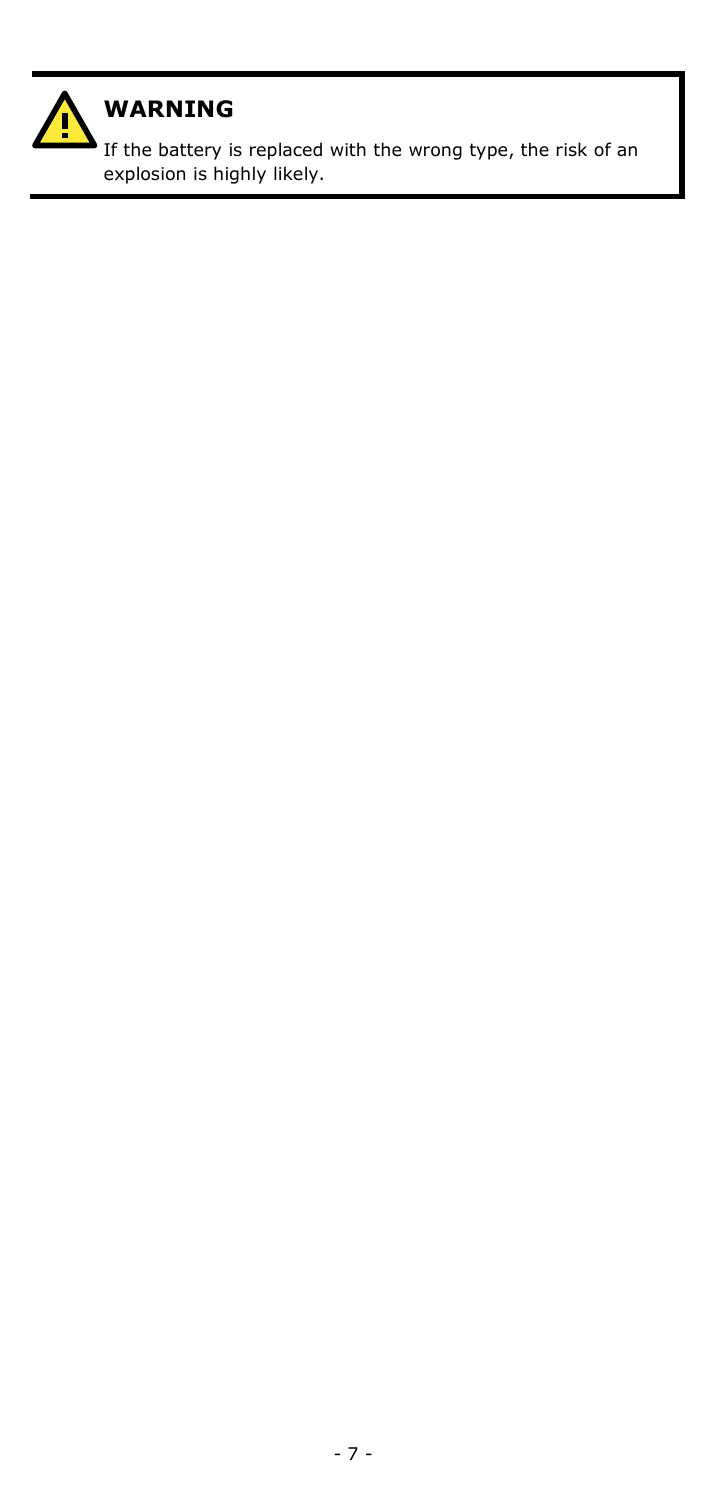**WARNING**

If the battery is replaced with the wrong type, the risk of an explosion is highly likely.